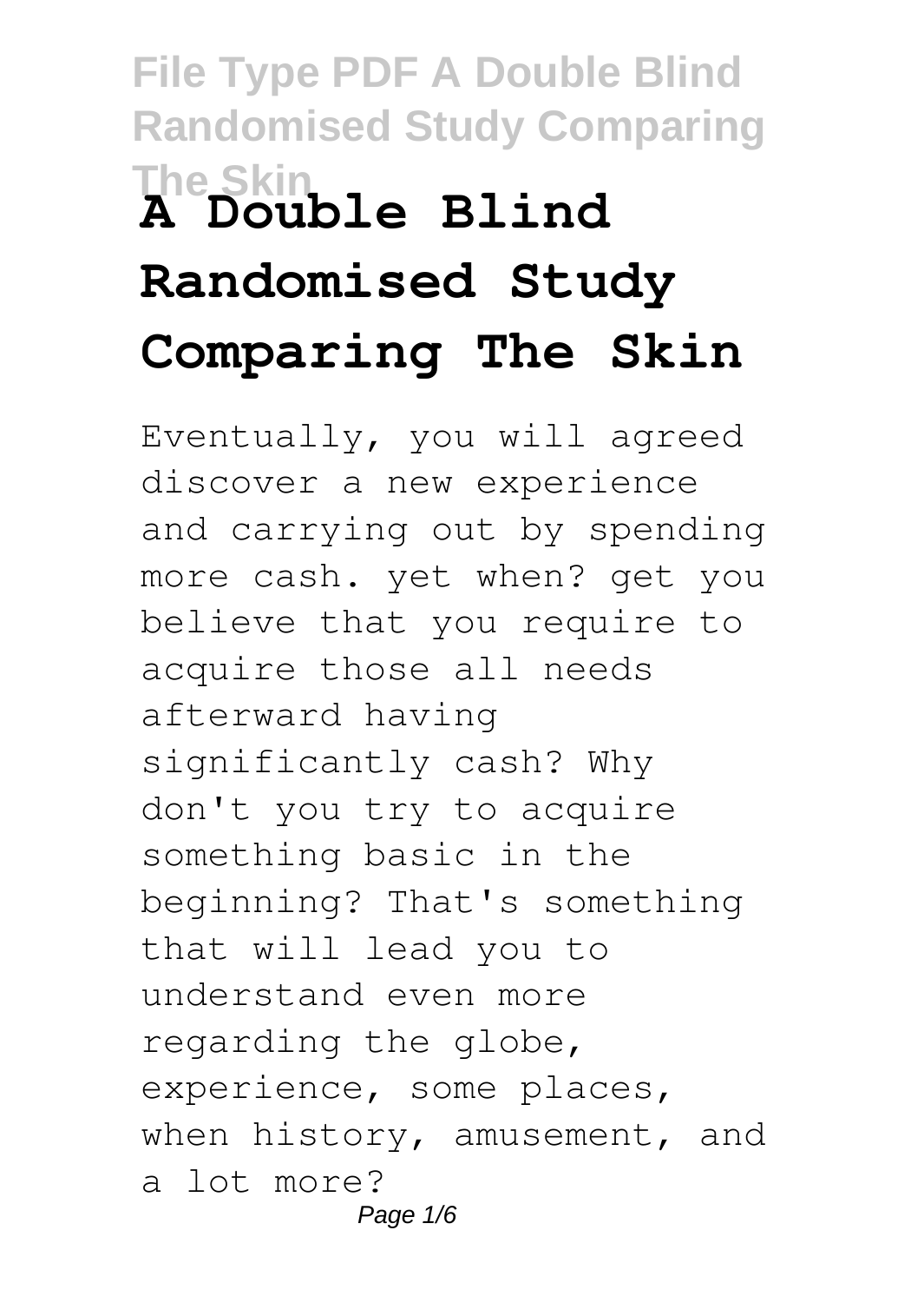# A Double Blind Randomised Study Comparing The Skin

Eventually, you will agreed discover a new experience and carrying out by spending more cash. yet when? get you believe that you require to acquire those all needs afterward having significantly cash? Why don't you try to acquire something basic in the beginning? That's something that will lead you to understand even more regarding the globe, experience, some places, when history, amusement, and a lot more?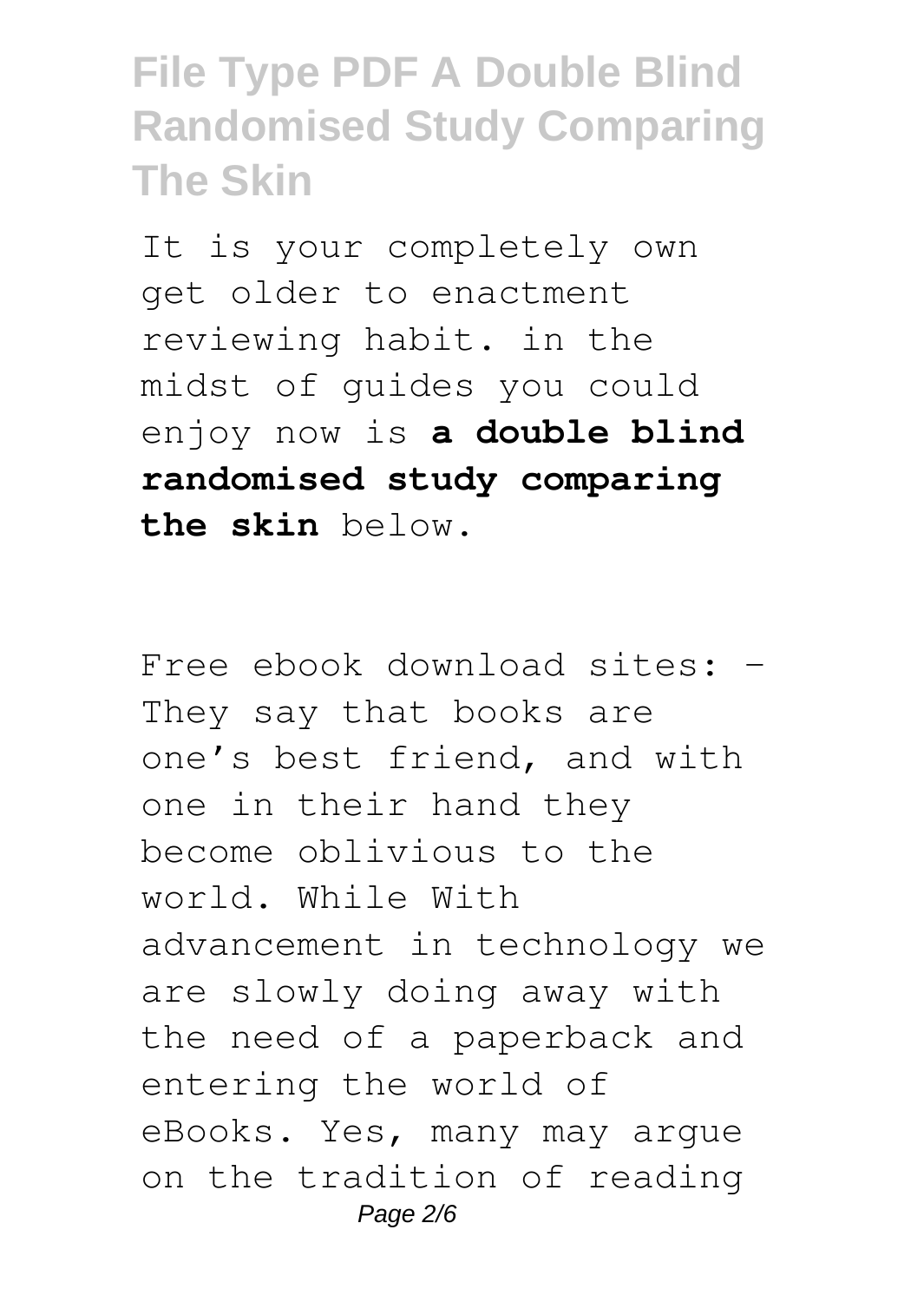It is your completely own get older to enactment reviewing habit. in the midst of guides you could enjoy now is **a double blind randomised study comparing the skin** below.

Free ebook download sites: – They say that books are one's best friend, and with one in their hand they become oblivious to the world. While With advancement in technology we are slowly doing away with the need of a paperback and entering the world of eBooks. Yes, many may argue on the tradition of reading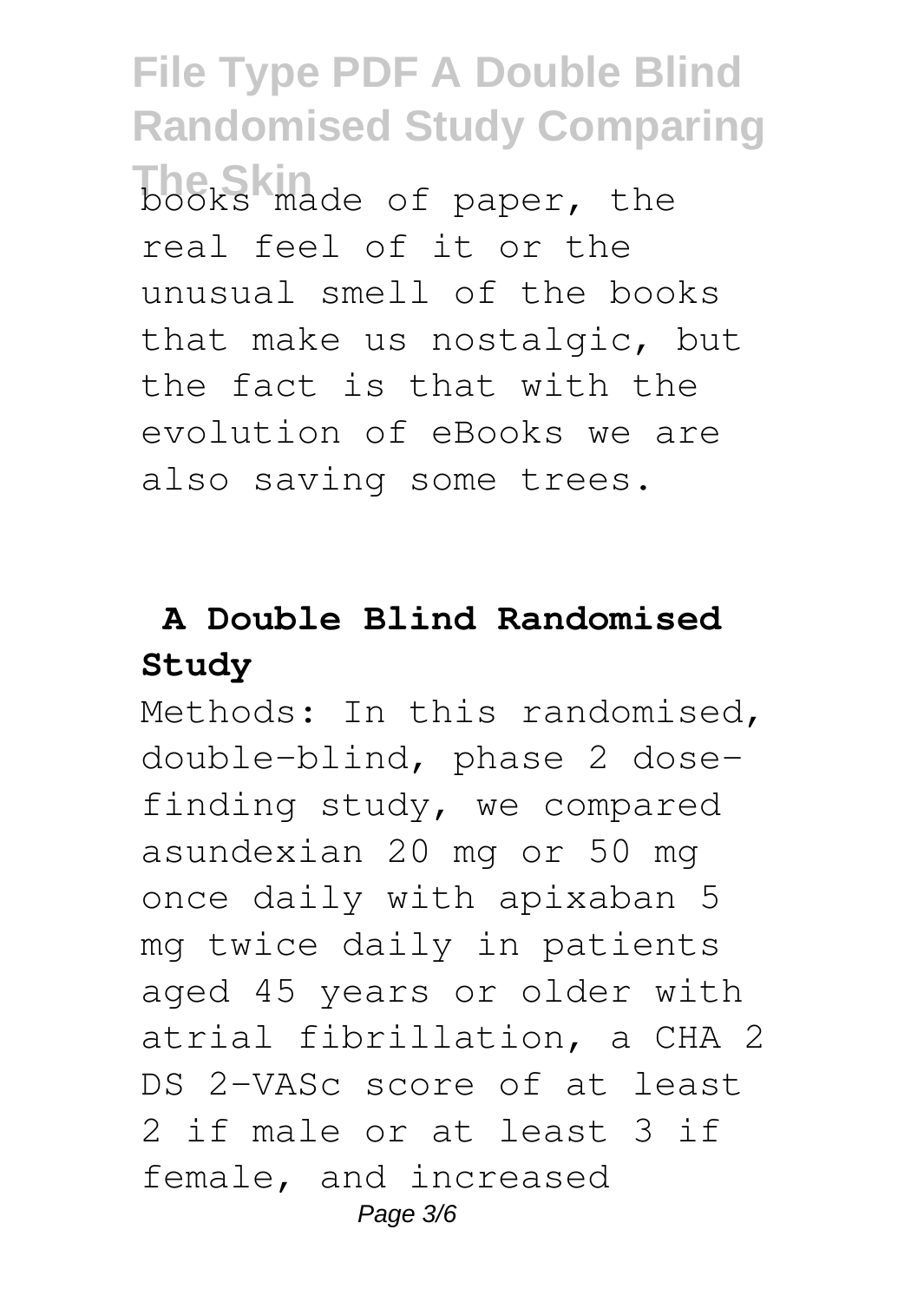books made of paper, the real feel of it or the unusual smell of the books that make us nostalgic, but the fact is that with the evolution of eBooks we are also saving some trees.

## A Double Blind Randomised Study

Methods: In this randomised, double-blind, phase 2 dose-finding study, we compared asundexian 20 mg or 50 mg once daily with apixaban 5 mg twice daily in patients aged 45 years or older with atrial fibrillation, a CHA 2 DS 2-VASc score of at least 2 if male or at least 3 if female, and increased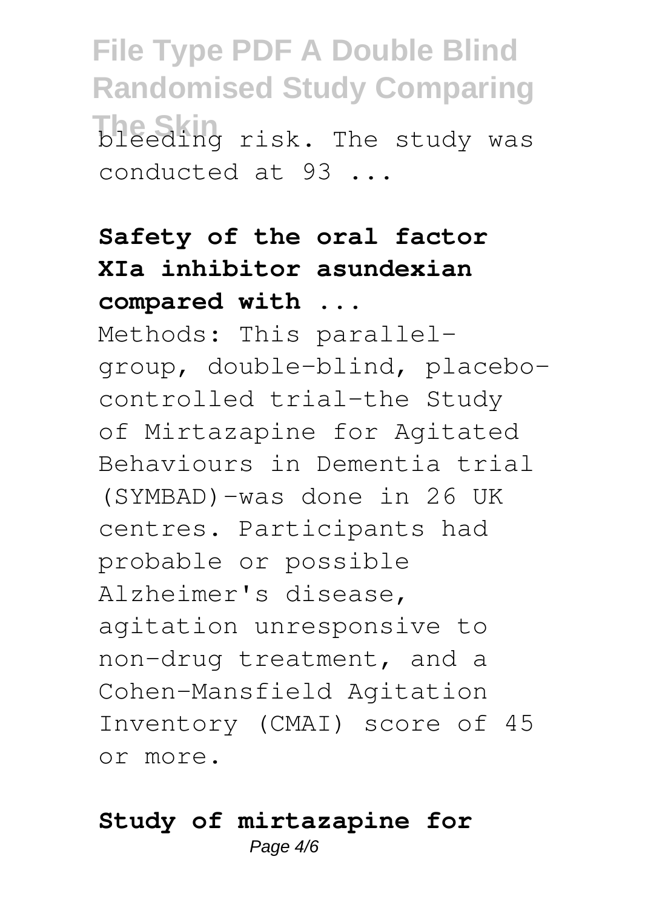bleeding risk. The study was conducted at 93 ...

**Safety of the oral factor XIa inhibitor asundexian compared with ...**

Methods: This parallel-group, double-blind, placebo-controlled trial-the Study of Mirtazapine for Agitated Behaviours in Dementia trial (SYMBAD)-was done in 26 UK centres. Participants had probable or possible Alzheimer's disease, agitation unresponsive to non-drug treatment, and a Cohen-Mansfield Agitation Inventory (CMAI) score of 45 or more.

**Study of mirtazapine for**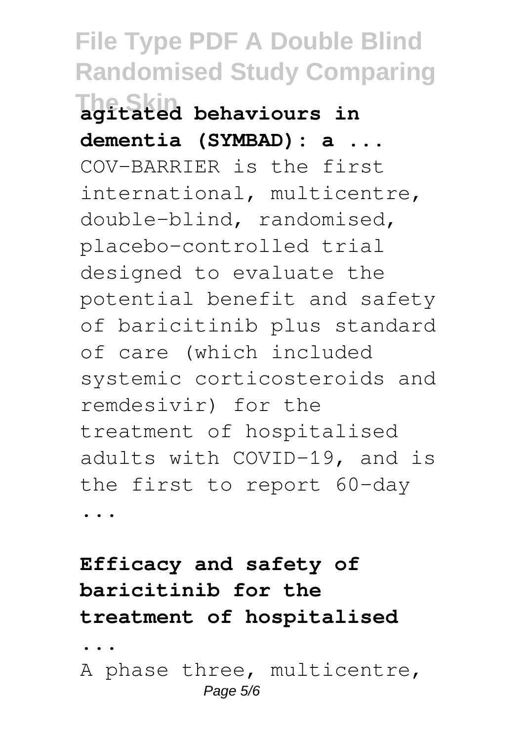**agitated behaviours in dementia (SYMBAD): a ...**

COV-BARRIER is the first international, multicentre, double-blind, randomised, placebo-controlled trial designed to evaluate the potential benefit and safety of baricitinib plus standard of care (which included systemic corticosteroids and remdesivir) for the treatment of hospitalised adults with COVID-19, and is the first to report 60-day ...

**Efficacy and safety of baricitinib for the treatment of hospitalised ...**

A phase three, multicentre,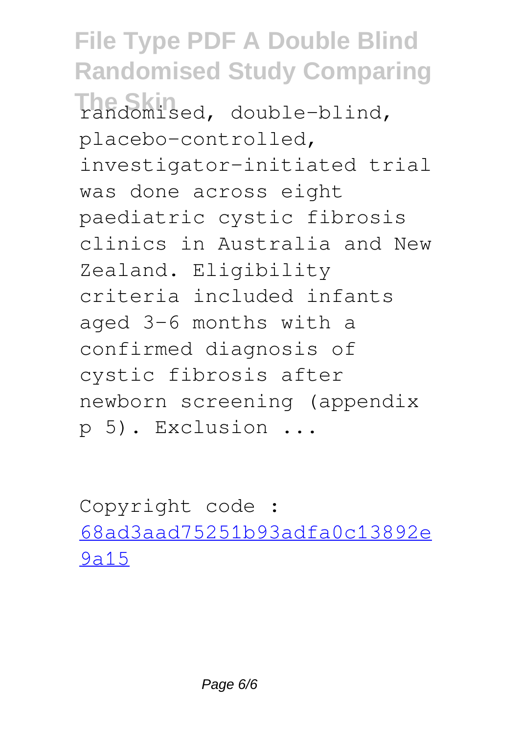randomised, double-blind, placebo-controlled, investigator-initiated trial was done across eight paediatric cystic fibrosis clinics in Australia and New Zealand. Eligibility criteria included infants aged 3–6 months with a confirmed diagnosis of cystic fibrosis after newborn screening (appendix p 5). Exclusion ...

Copyright code : 68ad3aad75251b93adfa0c13892e9a15